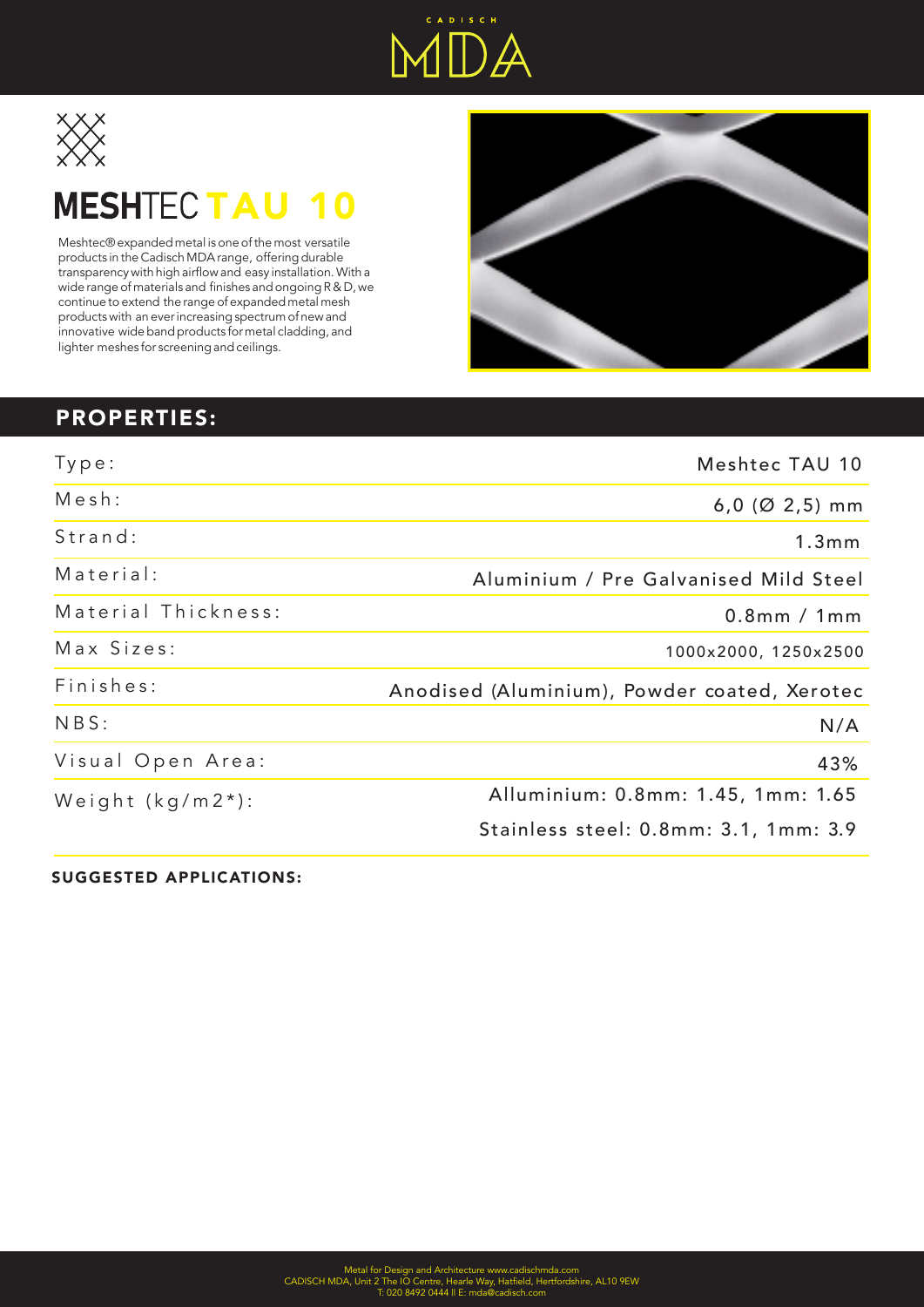# MESHTEC TAU 10

Meshtec® expanded metal is one of the most versatile products in the Cadisch MDA range, offering durable transparency with high airflow and easy installation. With a wide range of materials and finishes and ongoing R & D, we continue to extend the range of expanded metal mesh products with an ever increasing spectrum of new and innovative wide band products for metal cladding, and lighter meshes for screening and ceilings.

## PROPERTIES:

| | |
|---|---|
| Type: | Meshtec TAU 10 |
| Mesh: | 6,0 (Ø 2,5) mm |
| Strand: | 1.3mm |
| Material: | Aluminium / Pre Galvanised Mild Steel |
| Material Thickness: | 0.8mm / 1mm |
| Max Sizes: | 1000x2000, 1250x2500 |
| Finishes: | Anodised (Aluminium), Powder coated, Xerotec |
| NBS: | N/A |
| Visual Open Area: | 43% |
| Weight (kg/m2*): | Alluminium: 0.8mm: 1.45, 1mm: 1.65<br>Stainless steel: 0.8mm: 3.1, 1mm: 3.9 |

### SUGGESTED APPLICATIONS:

Metal for Design and Architecture www.cadischmda.com
CADISCH MDA, Unit 2 The IO Centre, Hearle Way, Hatfield, Hertfordshire, AL10 9EW
T: 020 8492 0444 || E: mda@cadisch.com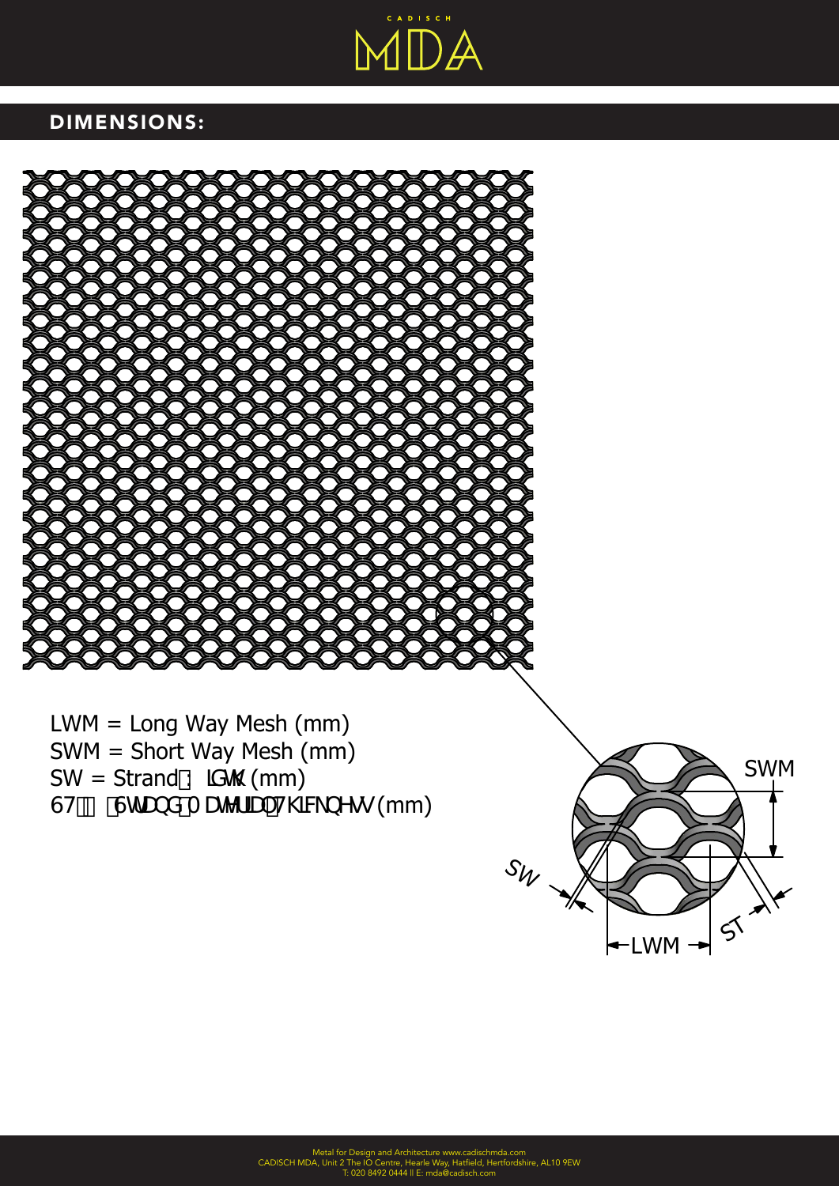## DIMENSIONS:

LWM = Long Way Mesh (mm)
SWM = Short Way Mesh (mm)
SW = Strand Width (mm)
ST = Strand Material Thickness (mm)

SWM

SW

ST

LWM

Metal for Design and Architecture www.cadischmda.com
CADISCH MDA, Unit 2 The IO Centre, Hearle Way, Hatfield, Hertfordshire, AL10 9EW
T: 020 8492 0444 || E: mda@cadisch.com